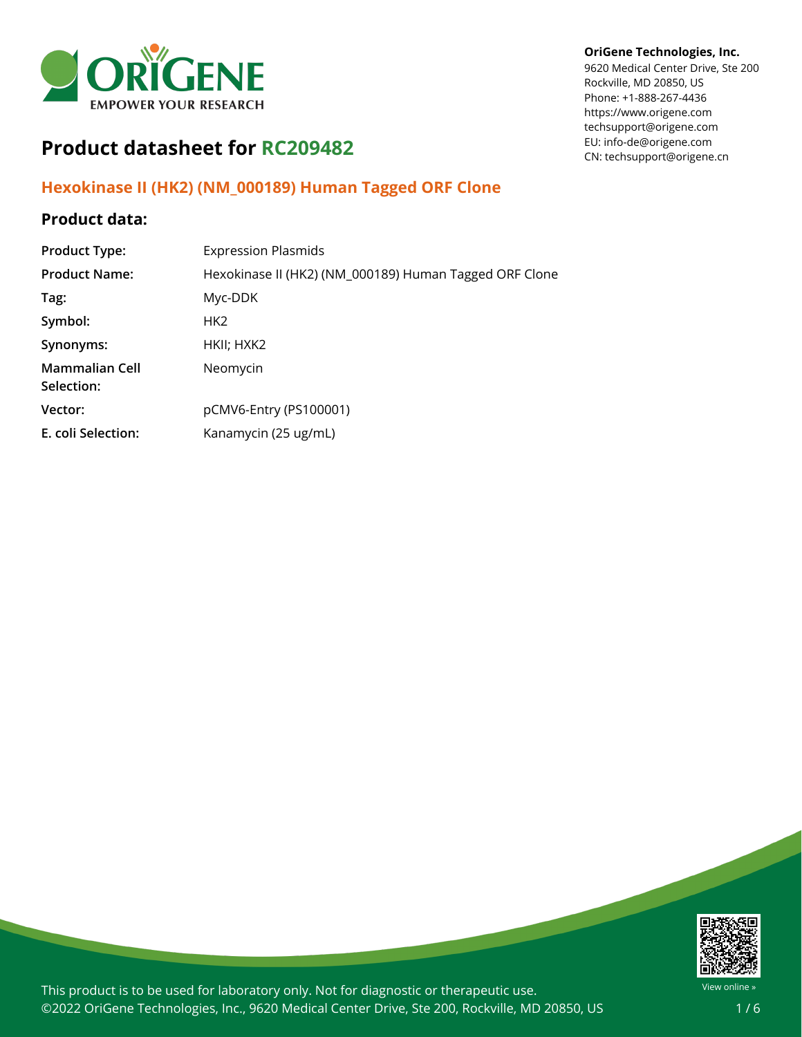OriGene Technologies, Inc.
9620 Medical Center Drive, Ste 200
Rockville, MD 20850, US
Phone: +1-888-267-4436
https://www.origene.com
techsupport@origene.com
EU: info-de@origene.com
CN: techsupport@origene.cn

# Product datasheet for RC209482

## Hexokinase II (HK2) (NM_000189) Human Tagged ORF Clone

### Product data:

| | |
|---|---|
| **Product Type:** | Expression Plasmids |
| **Product Name:** | Hexokinase II (HK2) (NM_000189) Human Tagged ORF Clone |
| **Tag:** | Myc-DDK |
| **Symbol:** | HK2 |
| **Synonyms:** | HKII; HXK2 |
| **Mammalian Cell Selection:** | Neomycin |
| **Vector:** | pCMV6-Entry (PS100001) |
| **E. coli Selection:** | Kanamycin (25 ug/mL) |

This product is to be used for laboratory only. Not for diagnostic or therapeutic use.
©2022 OriGene Technologies, Inc., 9620 Medical Center Drive, Ste 200, Rockville, MD 20850, US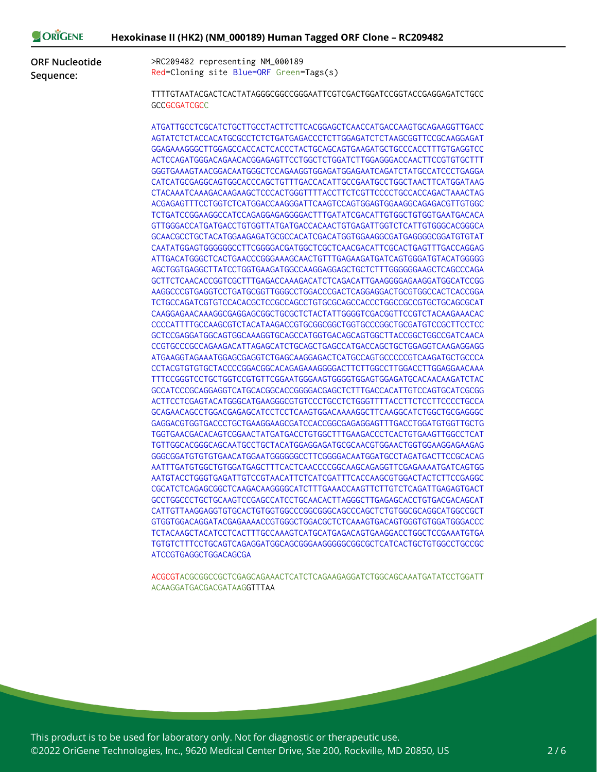**ORF Nucleotide Sequence:**

```
>RC209482 representing NM_000189
Red=Cloning site Blue=ORF Green=Tags(s)

TTTTGTAATACGACTCACTATAGGGCGGCCGGGAATTCGTCGACTGGATCCGGTACCGAGGAGATCTGCC
GCCGCGATCGCC

ATGATTGCCTCGCATCTGCTTGCCTACTTCTTCACGGAGCTCAACCATGACCAAGTGCAGAAGGTTGACC
AGTATCTCTACCACATGCGCCTCTCTGATGAGACCCTCTTGGAGATCTCTAAGCGGTTCCGCAAGGAGAT
GGAGAAAGGGCTTGGAGCCACCACTCACCCTACTGCAGCAGTGAAGATGCTGCCCACCTTTGTGAGGTCC
ACTCCAGATGGGACAGAACACGGAGAGTTCCTGGCTCTGGATCTTGGAGGGACCAACTTCCGTGTGCTTT
GGGTGAAAGTAACGGACAATGGGCTCCAGAAGGTGGAGATGGAGAATCAGATCTATGCCATCCCTGAGGA
CATCATGCGAGGCAGTGGCACCCAGCTGTTTGACCACATTGCCGAATGCCTGGCTAACTTCATGGATAAG
CTACAAATCAAAGACAAGAAGCTCCCACTGGGTTTTACCTTCTCGTTCCCCTGCCACCAGACTAAACTAG
ACGAGAGTTTCCTGGTCTCATGGACCAAGGGATTCAAGTCCAGTGGAGTGGAAGGCAGAGACGTTGTGGC
TCTGATCCGGAAGGCCATCCAGAGGAGAGGGGACTTTGATATCGACATTGTGGCTGTGGTGAATGACACA
GTTGGGACCATGATGACCTGTGGTTATGATGACCACAACTGTGAGATTGGTCTCATTGTGGGCACGGGCA
GCAACGCCTGCTACATGGAAGAGATGCGCCACATCGACATGGTGGAAGGCGATGAGGGGCGGATGTGTAT
CAATATGGAGTGGGGGGCCTTCGGGGACGATGGCTCGCTCAACGACATTCGCACTGAGTTTGACCAGGAG
ATTGACATGGGCTCACTGAACCCGGGAAAGCAACTGTTTGAGAAGATGATCAGTGGGATGTACATGGGGG
AGCTGGTGAGGCTTATCCTGGTGAAGATGGCCAAGGAGGAGCTGCTCTTTGGGGGGAAGCTCAGCCCAGA
GCTTCTCAACACCGGTCGCTTTGAGACCAAAGACATCTCAGACATTGAAGGGGAGAAGGATGGCATCCGG
AAGGCCCGTGAGGTCCTGATGCGGTTGGGCCTGGACCCGACTCAGGAGGACTGCGTGGCCACTCACCGGA
TCTGCCAGATCGTGTCCACACGCTCCGCCAGCCTGTGCGCAGCCACCCTGGCCGCCGTGCTGCAGCGCAT
CAAGGAGAACAAAGGCGAGGAGCGGCTGCGCTCTACTATTGGGGTCGACGGTTCCGTCTACAAGAAACAC
CCCCATTTTGCCAAGCGTCTACATAAGACCGTGCGGCGGCTGGTGCCCGGCTGCGATGTCCGCTTCCTCC
GCTCCGAGGATGGCAGTGGCAAAGGTGCAGCCATGGTGACAGCAGTGGCTTACCGGCTGGCCGATCAACA
CCGTGCCCGCCAGAAGACATTAGAGCATCTGCAGCTGAGCCATGACCAGCTGCTGGAGGTCAAGAGGAGG
ATGAAGGTAGAAATGGAGCGAGGTCTGAGCAAGGAGACTCATGCCAGTGCCCCCGTCAAGATGCTGCCCA
CCTACGTGTGTGCTACCCCGGACGGCACAGAGAAAGGGGACTTCTTGGCCTTGGACCTTGGAGGAACAAA
TTTCCGGGTCCTGCTGGTCCGTGTTCGGAATGGGAAGTGGGGTGGAGTGGAGATGCACAACAAGATCTAC
GCCATCCCGCAGGAGGTCATGCACGGCACCGGGGACGAGCTCTTTGACCACATTGTCCAGTGCATCGCGG
ACTTCCTCGAGTACATGGGCATGAAGGGCGTGTCCCTGCCTCTGGGTTTTACCTTCTCCTTCCCCTGCCA
GCAGAACAGCCTGGACGAGAGCATCCTCCTCAAGTGGACAAAAGGCTTCAAGGCATCTGGCTGCGAGGGC
GAGGACGTGGTGACCCTGCTGAAGGAAGCGATCCACCGGCGAGAGGAGTTTGACCTGGATGTGGTTGCTG
TGGTGAACGACACAGTCGGAACTATGATGACCTGTGGCTTTGAAGACCCTCACTGTGAAGTTGGCCTCAT
TGTTGGCACGGGCAGCAATGCCTGCTACATGGAGGAGATGCGCAACGTGGAACTGGTGGAAGGAGAAGAG
GGGCGGATGTGTGTGAACATGGAATGGGGGGCCTTCGGGGACAATGGATGCCTAGATGACTTCCGCACAG
AATTTGATGTGGCTGTGGATGAGCTTTCACTCAACCCCGGCAAGCAGAGGTTCGAGAAAATGATCAGTGG
AATGTACCTGGGTGAGATTGTCCGTAACATTCTCATCGATTTCACCAAGCGTGGACTACTCTTCCGAGGC
CGCATCTCAGAGCGGCTCAAGACAAGGGGCATCTTTGAAACCAAGTTCTTGTCTCAGATTGAGAGTGACT
GCCTGGCCCTGCTGCAAGTCCGAGCCATCCTGCAACACTTAGGGCTTGAGAGCACCTGTGACGACAGCAT
CATTGTTAAGGAGGTGTGCACTGTGGTGGCCCGGCGGGCAGCCCAGCTCTGTGGCGCAGGCATGGCCGCT
GTGGTGGACAGGATACGAGAAAACCGTGGGCTGGACGCTCTCAAAGTGACAGTGGGTGTGGATGGGACCC
TCTACAAGCTACATCCTCACTTTGCCAAAGTCATGCATGAGACAGTGAAGGACCTGGCTCCGAAATGTGA
TGTGTCTTTCCTGCAGTCAGAGGATGGCAGCGGGAAGGGGGCGGCGCTCATCACTGCTGTGGCCTGCCGC
ATCCGTGAGGCTGGACAGCGA

ACGCGTACGCGGCCGCTCGAGCAGAAACTCATCTCAGAAGAGGATCTGGCAGCAAATGATATCCTGGATT
ACAAGGATGACGACGATAAGGTTTAA
```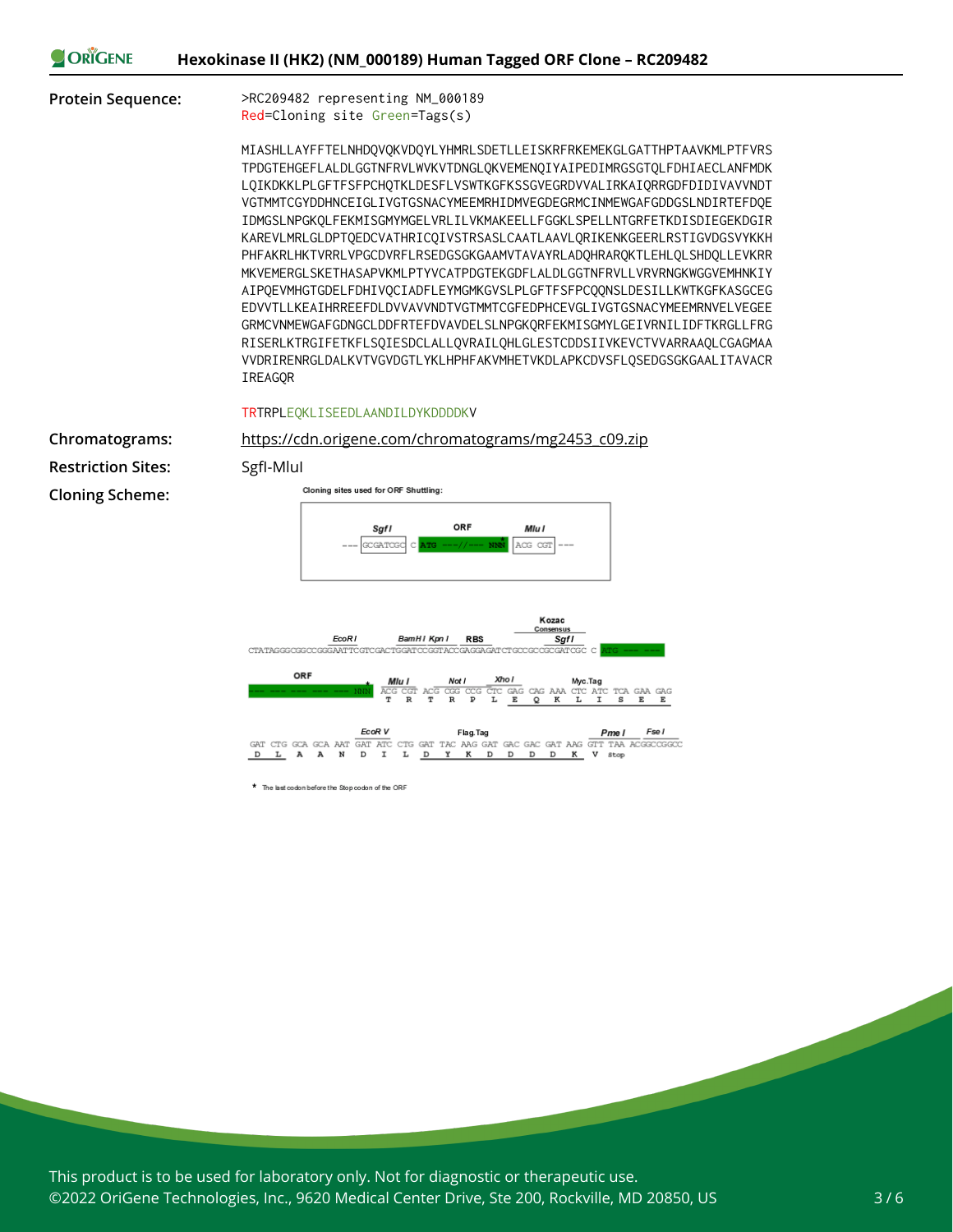**Protein Sequence:**

>RC209482 representing NM_000189
Red=Cloning site Green=Tags(s)

```
MIASHLLAYFFTELNHDQVQKVDQYLYHMRLSDETLLEISKRFRKEMEKGLGATTHPTAAVKMLPTFVRS
TPDGTEHGEFLALDLGGTNFRVLWVKVTDNGLQKVEMENQIYAIPEDIMRGSGTQLFDHIAECLANFMDK
LQIKDKKLPLGFTFSFPCHQTKLDESFLVSWTKGFKSSGVEGRDVVALIRKAIQRRGDFDIDIVAVVNDT
VGTMMTCGYDDHNCEIGLIVGTGSNACYMEEMRHIDMVEGDEGRMCINMEWGAFGDDGSLNDIRTEFDQE
IDMGSLNPGKQLFEKMISGMYMGELVRLILVKMAKEELLFGGKLSPELLNTGRFETKDISDIEGEKDGIR
KAREVLMRLGLDPTQEDCVATHRICQIVSTRSASLCAATLAAVLQRIKENKGEERLRSTIGVDGSVYKKH
PHFAKRLHKTVRRLVPGCDVRFLRSEDGSGKGAAMVTAVAYRLADQHRARQKTLEHLQLSHDQLLEVKRR
MKVEMERGLSKETHASAPVKMLPTYVCATPDGTEKGDFLALDLGGTNFRVLLVRVRNGKWGGVEMHNKIY
AIPQEVMHGTGDELFDHIVQCIADFLEYMGMKGVSLPLGFTFSFPCQQNSLDESILLKWTKGFKASGCEG
EDVVTLLKEAIHRREEFDLDVVAVVNDTVGTMMTCGFEDPHCEVGLIVGTGSNACYMEEMRNVELVEGEE
GRMCVNMEWGAFGDNGCLDDFRTEFDVAVDELSLNPGKQRFEKMISGMYLGEIVRNILIDFTKRGLLFRG
RISERLKTRGIFETKFLSQIESDCLALLQVRAILQHLGLESTCDDSIIVKEVCTVVARRAAQLCGAGMAA
VVDRIRENRGLDALKVTVGVDGTLYKLHPHFAKVMHETVKDLAPKCDVSFLQSEDGSGKGAALITAVACR
IREAGQR

TRTRPLEQKLISEEDLAANDILDYKDDDDKV
```

**Chromatograms:** https://cdn.origene.com/chromatograms/mg2453_c09.zip

**Restriction Sites:** SgfI-MluI

**Cloning Scheme:**

Cloning sites used for ORF Shuttling:

SgfI ORF MluI
--- GCGATCGC C ATG ---//--- NNN ACG CGT ---

Kozac Consensus
EcoR I BamH I Kpn I RBS SgfI
CTATAGGGCGGCCGGGAATTCGTCGACTGGATCCGGTACCGAGGAGATCTGCCGCCGCGATCGC C ATG --- ---

ORF MluI NotI XhoI Myc.Tag
--- --- --- --- --- --- NNN ACG CGT ACG CGG CCG CTC GAG CAG AAA CTC ATC TCA GAA GAG
T R T R P L E Q K L I S E E

EcoR V Flag.Tag PmeI FseI
GAT CTG GCA GCA AAT GAT ATC CTG GAT TAC AAG GAT GAC GAC GAT AAG GTT TAA ACGGCCGGCC
D L A A N D I L D Y K D D D D K V Stop

* The last codon before the Stop codon of the ORF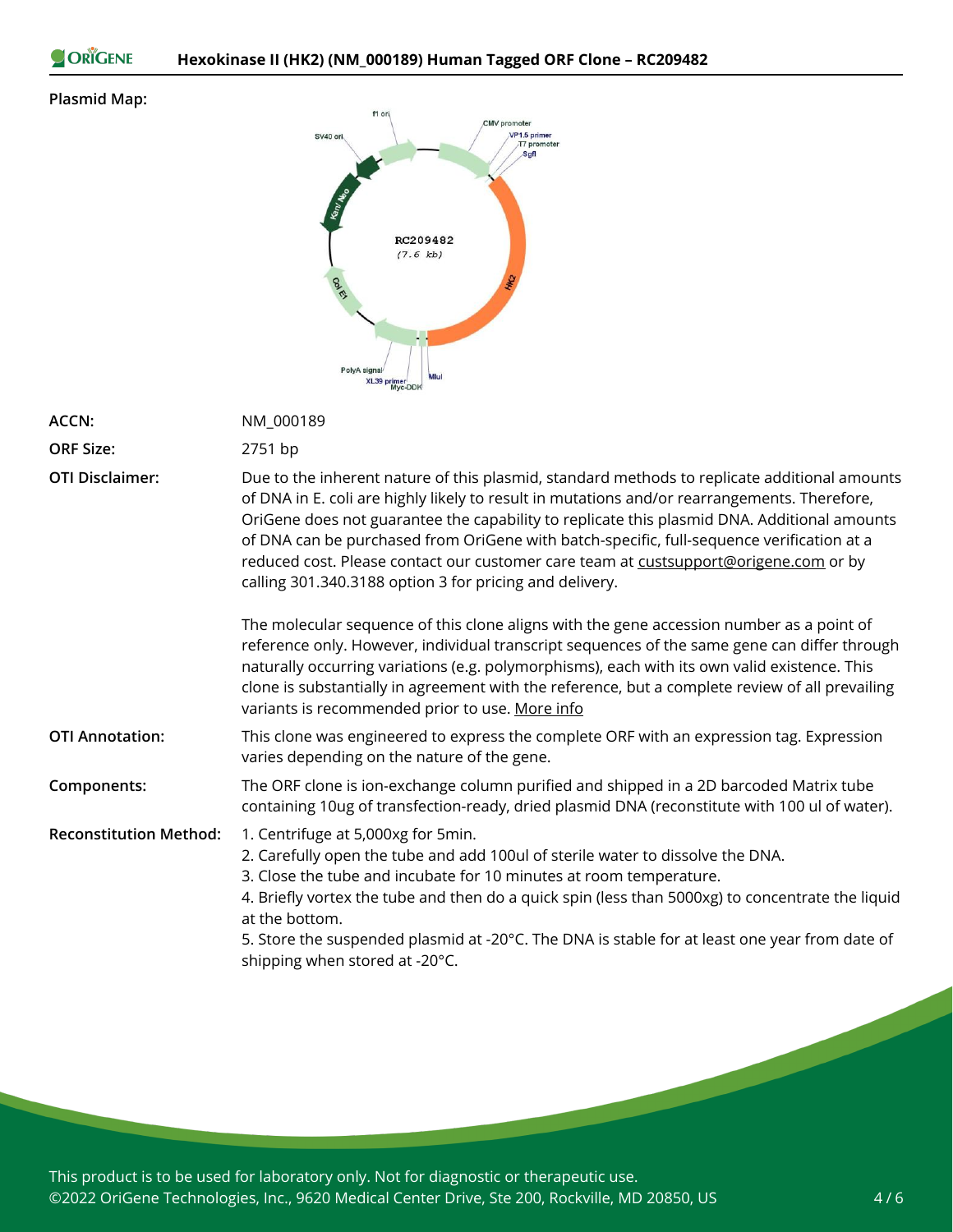**Plasmid Map:**

f1 ori
CMV promoter
VP1.5 primer
T7 promoter
SgfI
SV40 ori
Kan/ Neo
RC209482
(7.6 kb)
HK2
Col E1
PolyA signal
XL39 primer
Myc-DDK
MluI

| | |
|---|---|
| **ACCN:** | NM_000189 |
| **ORF Size:** | 2751 bp |
| **OTI Disclaimer:** | Due to the inherent nature of this plasmid, standard methods to replicate additional amounts of DNA in E. coli are highly likely to result in mutations and/or rearrangements. Therefore, OriGene does not guarantee the capability to replicate this plasmid DNA. Additional amounts of DNA can be purchased from OriGene with batch-specific, full-sequence verification at a reduced cost. Please contact our customer care team at custsupport@origene.com or by calling 301.340.3188 option 3 for pricing and delivery.<br><br>The molecular sequence of this clone aligns with the gene accession number as a point of reference only. However, individual transcript sequences of the same gene can differ through naturally occurring variations (e.g. polymorphisms), each with its own valid existence. This clone is substantially in agreement with the reference, but a complete review of all prevailing variants is recommended prior to use. More info |
| **OTI Annotation:** | This clone was engineered to express the complete ORF with an expression tag. Expression varies depending on the nature of the gene. |
| **Components:** | The ORF clone is ion-exchange column purified and shipped in a 2D barcoded Matrix tube containing 10ug of transfection-ready, dried plasmid DNA (reconstitute with 100 ul of water). |
| **Reconstitution Method:** | 1. Centrifuge at 5,000xg for 5min.<br>2. Carefully open the tube and add 100ul of sterile water to dissolve the DNA.<br>3. Close the tube and incubate for 10 minutes at room temperature.<br>4. Briefly vortex the tube and then do a quick spin (less than 5000xg) to concentrate the liquid at the bottom.<br>5. Store the suspended plasmid at -20°C. The DNA is stable for at least one year from date of shipping when stored at -20°C. |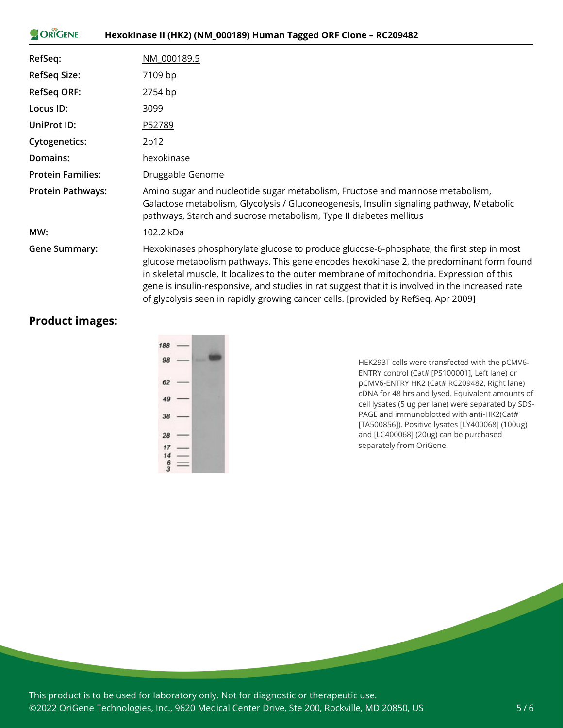| | |
|---|---|
| **RefSeq:** | NM_000189.5 |
| **RefSeq Size:** | 7109 bp |
| **RefSeq ORF:** | 2754 bp |
| **Locus ID:** | 3099 |
| **UniProt ID:** | P52789 |
| **Cytogenetics:** | 2p12 |
| **Domains:** | hexokinase |
| **Protein Families:** | Druggable Genome |
| **Protein Pathways:** | Amino sugar and nucleotide sugar metabolism, Fructose and mannose metabolism, Galactose metabolism, Glycolysis / Gluconeogenesis, Insulin signaling pathway, Metabolic pathways, Starch and sucrose metabolism, Type II diabetes mellitus |
| **MW:** | 102.2 kDa |
| **Gene Summary:** | Hexokinases phosphorylate glucose to produce glucose-6-phosphate, the first step in most glucose metabolism pathways. This gene encodes hexokinase 2, the predominant form found in skeletal muscle. It localizes to the outer membrane of mitochondria. Expression of this gene is insulin-responsive, and studies in rat suggest that it is involved in the increased rate of glycolysis seen in rapidly growing cancer cells. [provided by RefSeq, Apr 2009] |

## Product images:

188
98
62
49
38
28
17
14
6
3

HEK293T cells were transfected with the pCMV6-ENTRY control (Cat# [PS100001], Left lane) or pCMV6-ENTRY HK2 (Cat# RC209482, Right lane) cDNA for 48 hrs and lysed. Equivalent amounts of cell lysates (5 ug per lane) were separated by SDS-PAGE and immunoblotted with anti-HK2(Cat# [TA500856]). Positive lysates [LY400068] (100ug) and [LC400068] (20ug) can be purchased separately from OriGene.

This product is to be used for laboratory only. Not for diagnostic or therapeutic use.
©2022 OriGene Technologies, Inc., 9620 Medical Center Drive, Ste 200, Rockville, MD 20850, US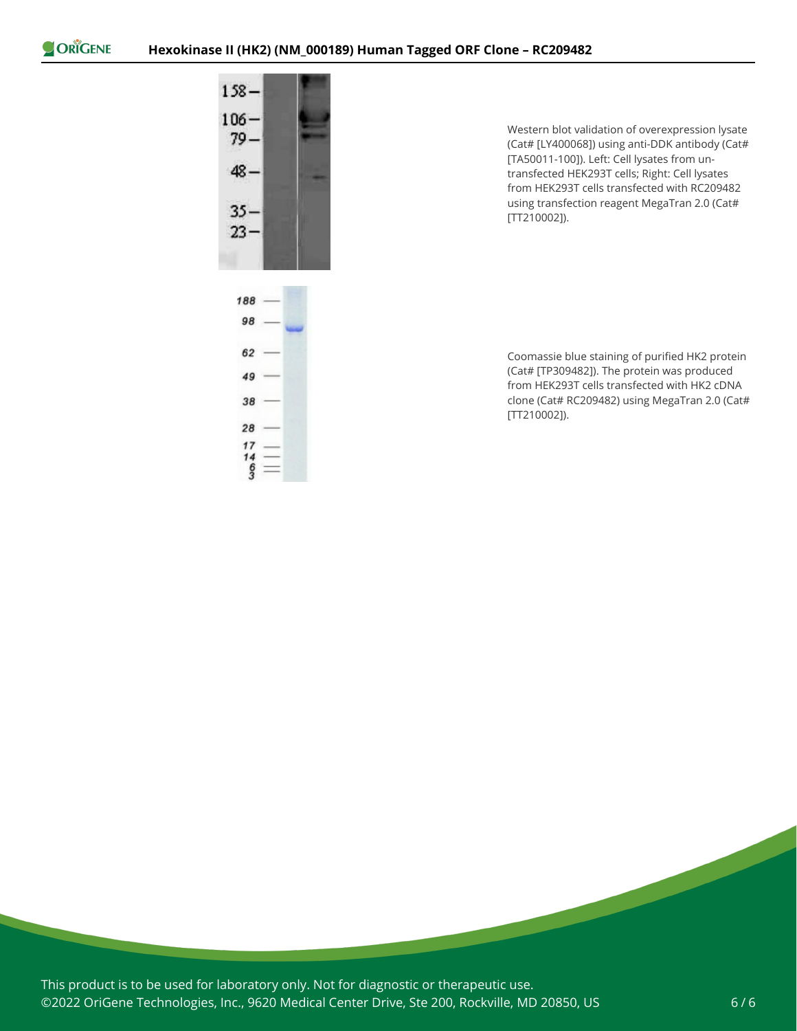158
106
79
48
35
23

Western blot validation of overexpression lysate (Cat# [LY400068]) using anti-DDK antibody (Cat# [TA50011-100]). Left: Cell lysates from un-transfected HEK293T cells; Right: Cell lysates from HEK293T cells transfected with RC209482 using transfection reagent MegaTran 2.0 (Cat# [TT210002]).

188
98
62
49
38
28
17
14
6
3

Coomassie blue staining of purified HK2 protein (Cat# [TP309482]). The protein was produced from HEK293T cells transfected with HK2 cDNA clone (Cat# RC209482) using MegaTran 2.0 (Cat# [TT210002]).

This product is to be used for laboratory only. Not for diagnostic or therapeutic use.
©2022 OriGene Technologies, Inc., 9620 Medical Center Drive, Ste 200, Rockville, MD 20850, US